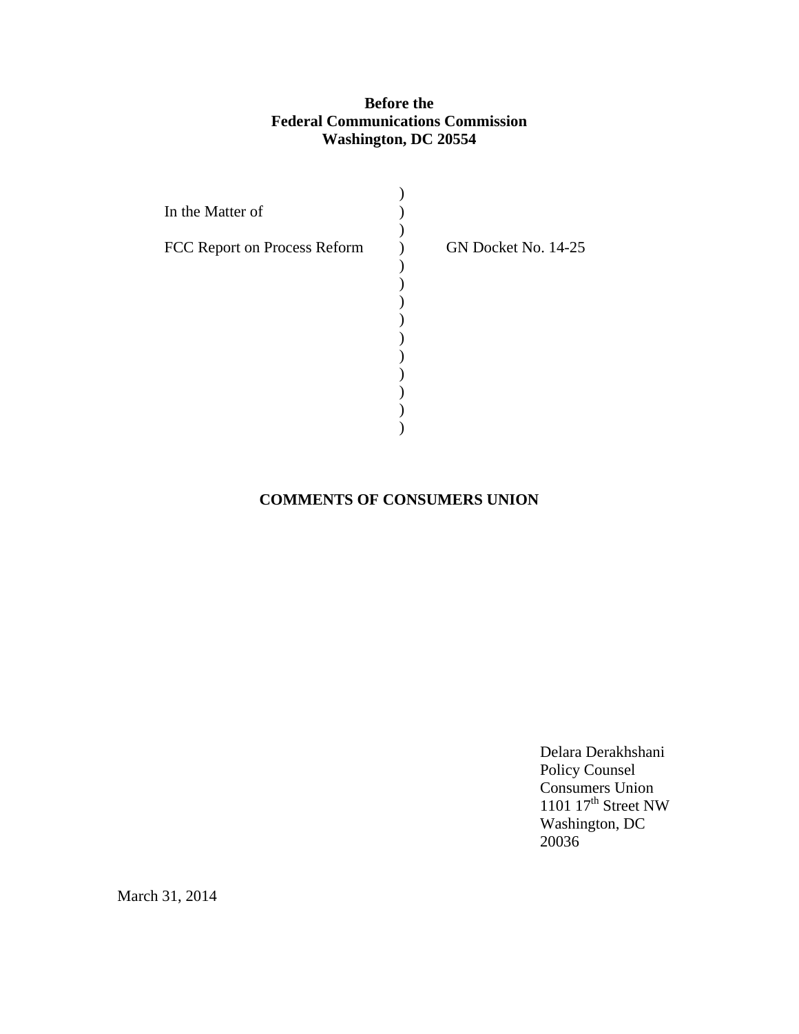**Before the**
**Federal Communications Commission**
**Washington, DC 20554**

In the Matter of

FCC Report on Process Reform ) GN Docket No. 14-25

**COMMENTS OF CONSUMERS UNION**

Delara Derakhshani
Policy Counsel
Consumers Union
1101 17th Street NW
Washington, DC
20036

March 31, 2014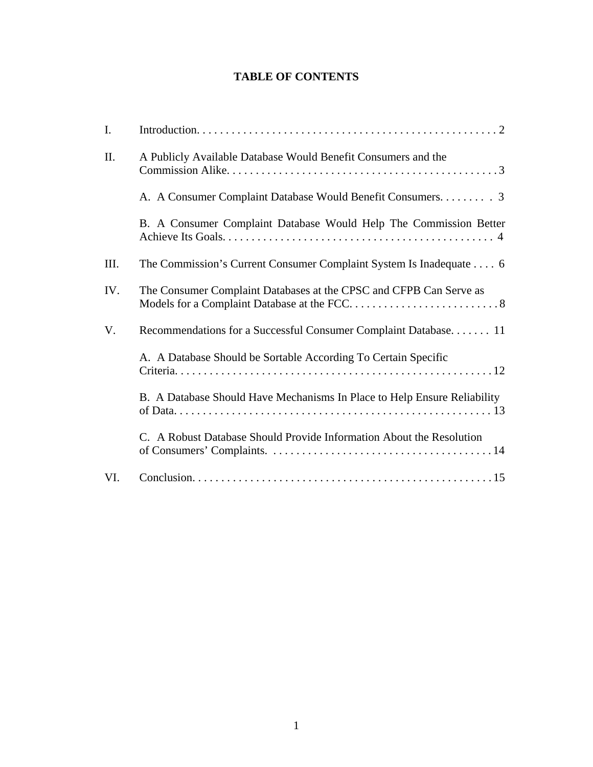**TABLE OF CONTENTS**

I. Introduction. . . . . . . . . . . . . . . . . . . . . . . . . . . . . . . . . . . . . . . . . . . . . . . . . . . . 2

II. A Publicly Available Database Would Benefit Consumers and the Commission Alike. . . . . . . . . . . . . . . . . . . . . . . . . . . . . . . . . . . . . . . . . . . . . . . . 3

  A. A Consumer Complaint Database Would Benefit Consumers. . . . . . . . . 3

  B. A Consumer Complaint Database Would Help The Commission Better Achieve Its Goals. . . . . . . . . . . . . . . . . . . . . . . . . . . . . . . . . . . . . . . . . . . . . . 4

III. The Commission's Current Consumer Complaint System Is Inadequate . . . . 6

IV. The Consumer Complaint Databases at the CPSC and CFPB Can Serve as Models for a Complaint Database at the FCC. . . . . . . . . . . . . . . . . . . . . . . . . . 8

V. Recommendations for a Successful Consumer Complaint Database. . . . . . . 11

  A. A Database Should be Sortable According To Certain Specific Criteria. . . . . . . . . . . . . . . . . . . . . . . . . . . . . . . . . . . . . . . . . . . . . . . . . . . . . . 12

  B. A Database Should Have Mechanisms In Place to Help Ensure Reliability of Data. . . . . . . . . . . . . . . . . . . . . . . . . . . . . . . . . . . . . . . . . . . . . . . . . . . . . 13

  C. A Robust Database Should Provide Information About the Resolution of Consumers' Complaints. . . . . . . . . . . . . . . . . . . . . . . . . . . . . . . . . . . . . . . 14

VI. Conclusion. . . . . . . . . . . . . . . . . . . . . . . . . . . . . . . . . . . . . . . . . . . . . . . . . . . . 15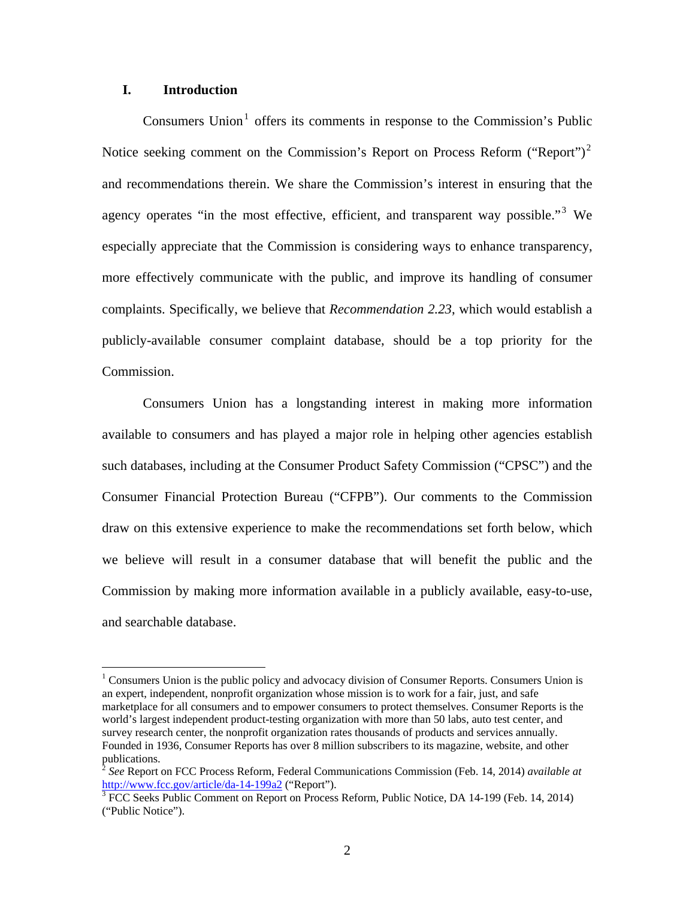## I. Introduction

Consumers Union[1] offers its comments in response to the Commission's Public Notice seeking comment on the Commission's Report on Process Reform ("Report")[2] and recommendations therein. We share the Commission's interest in ensuring that the agency operates "in the most effective, efficient, and transparent way possible."[3] We especially appreciate that the Commission is considering ways to enhance transparency, more effectively communicate with the public, and improve its handling of consumer complaints. Specifically, we believe that *Recommendation 2.23*, which would establish a publicly-available consumer complaint database, should be a top priority for the Commission.

Consumers Union has a longstanding interest in making more information available to consumers and has played a major role in helping other agencies establish such databases, including at the Consumer Product Safety Commission ("CPSC") and the Consumer Financial Protection Bureau ("CFPB"). Our comments to the Commission draw on this extensive experience to make the recommendations set forth below, which we believe will result in a consumer database that will benefit the public and the Commission by making more information available in a publicly available, easy-to-use, and searchable database.

---

[1] Consumers Union is the public policy and advocacy division of Consumer Reports. Consumers Union is an expert, independent, nonprofit organization whose mission is to work for a fair, just, and safe marketplace for all consumers and to empower consumers to protect themselves. Consumer Reports is the world's largest independent product-testing organization with more than 50 labs, auto test center, and survey research center, the nonprofit organization rates thousands of products and services annually. Founded in 1936, Consumer Reports has over 8 million subscribers to its magazine, website, and other publications.

[2] *See* Report on FCC Process Reform, Federal Communications Commission (Feb. 14, 2014) *available at* http://www.fcc.gov/article/da-14-199a2 ("Report").

[3] FCC Seeks Public Comment on Report on Process Reform, Public Notice, DA 14-199 (Feb. 14, 2014) ("Public Notice").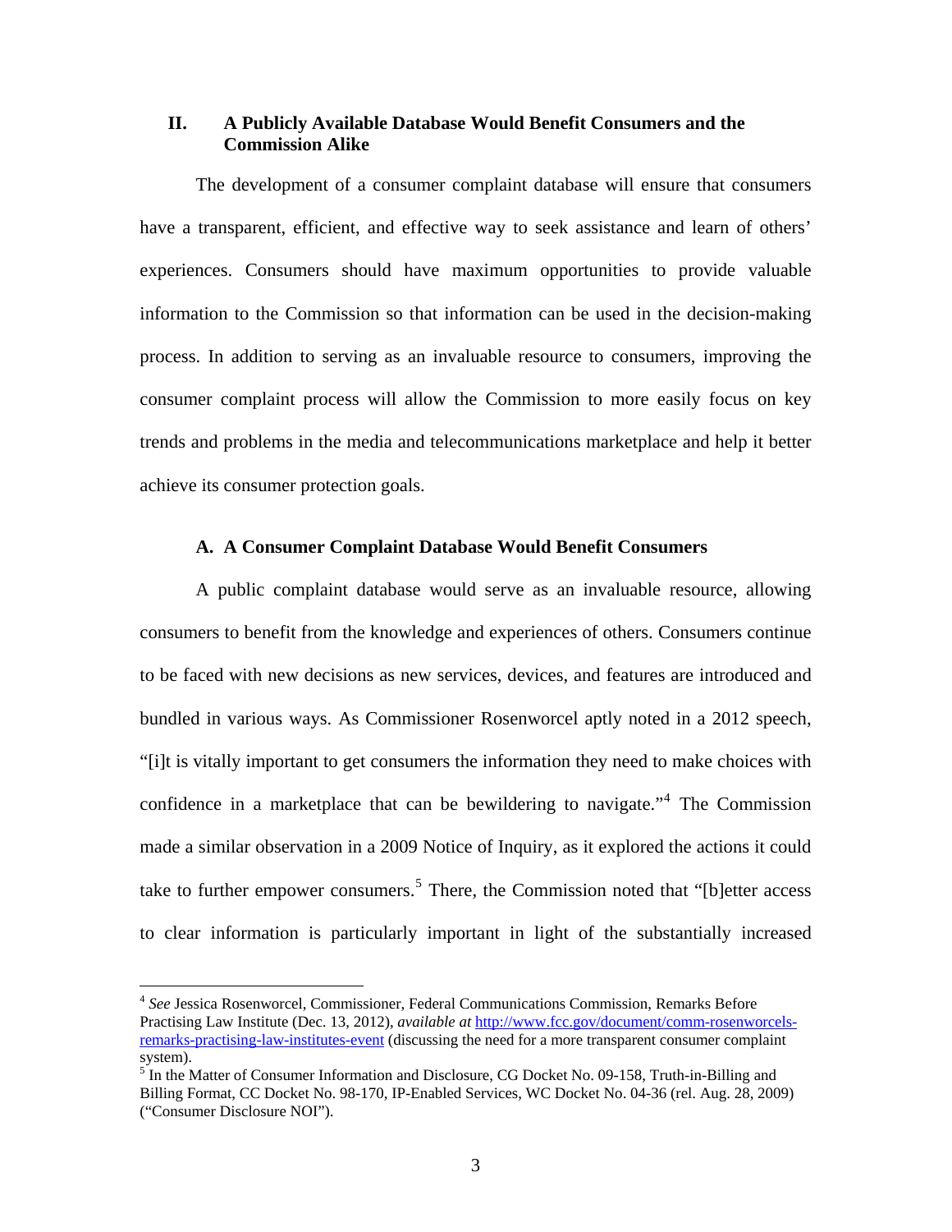## II. A Publicly Available Database Would Benefit Consumers and the Commission Alike

The development of a consumer complaint database will ensure that consumers have a transparent, efficient, and effective way to seek assistance and learn of others' experiences. Consumers should have maximum opportunities to provide valuable information to the Commission so that information can be used in the decision-making process. In addition to serving as an invaluable resource to consumers, improving the consumer complaint process will allow the Commission to more easily focus on key trends and problems in the media and telecommunications marketplace and help it better achieve its consumer protection goals.

### A. A Consumer Complaint Database Would Benefit Consumers

A public complaint database would serve as an invaluable resource, allowing consumers to benefit from the knowledge and experiences of others. Consumers continue to be faced with new decisions as new services, devices, and features are introduced and bundled in various ways. As Commissioner Rosenworcel aptly noted in a 2012 speech, "[i]t is vitally important to get consumers the information they need to make choices with confidence in a marketplace that can be bewildering to navigate."[4] The Commission made a similar observation in a 2009 Notice of Inquiry, as it explored the actions it could take to further empower consumers.[5] There, the Commission noted that "[b]etter access to clear information is particularly important in light of the substantially increased

---

[4] *See* Jessica Rosenworcel, Commissioner, Federal Communications Commission, Remarks Before Practising Law Institute (Dec. 13, 2012), *available at* http://www.fcc.gov/document/comm-rosenworcels-remarks-practising-law-institutes-event (discussing the need for a more transparent consumer complaint system).

[5] In the Matter of Consumer Information and Disclosure, CG Docket No. 09-158, Truth-in-Billing and Billing Format, CC Docket No. 98-170, IP-Enabled Services, WC Docket No. 04-36 (rel. Aug. 28, 2009) ("Consumer Disclosure NOI").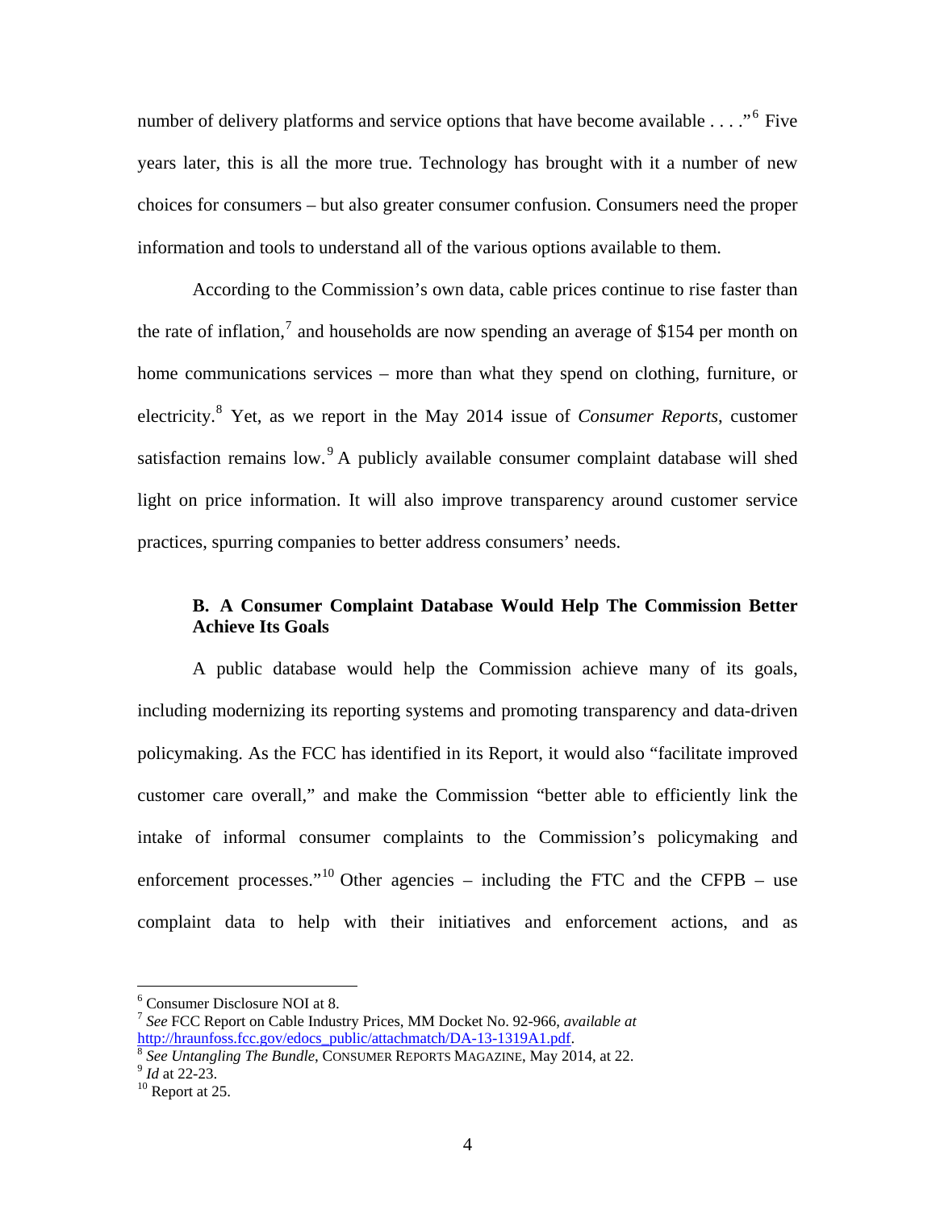number of delivery platforms and service options that have become available . . . ."[6] Five years later, this is all the more true. Technology has brought with it a number of new choices for consumers – but also greater consumer confusion. Consumers need the proper information and tools to understand all of the various options available to them.

According to the Commission's own data, cable prices continue to rise faster than the rate of inflation,[7] and households are now spending an average of $154 per month on home communications services – more than what they spend on clothing, furniture, or electricity.[8] Yet, as we report in the May 2014 issue of *Consumer Reports*, customer satisfaction remains low.[9] A publicly available consumer complaint database will shed light on price information. It will also improve transparency around customer service practices, spurring companies to better address consumers' needs.

### B. A Consumer Complaint Database Would Help The Commission Better Achieve Its Goals

A public database would help the Commission achieve many of its goals, including modernizing its reporting systems and promoting transparency and data-driven policymaking. As the FCC has identified in its Report, it would also "facilitate improved customer care overall," and make the Commission "better able to efficiently link the intake of informal consumer complaints to the Commission's policymaking and enforcement processes."[10] Other agencies – including the FTC and the CFPB – use complaint data to help with their initiatives and enforcement actions, and as

---

[6] Consumer Disclosure NOI at 8.

[7] *See* FCC Report on Cable Industry Prices, MM Docket No. 92-966, *available at* http://hraunfoss.fcc.gov/edocs_public/attachmatch/DA-13-1319A1.pdf.

[8] *See Untangling The Bundle*, CONSUMER REPORTS MAGAZINE, May 2014, at 22.

[9] *Id* at 22-23.

[10] Report at 25.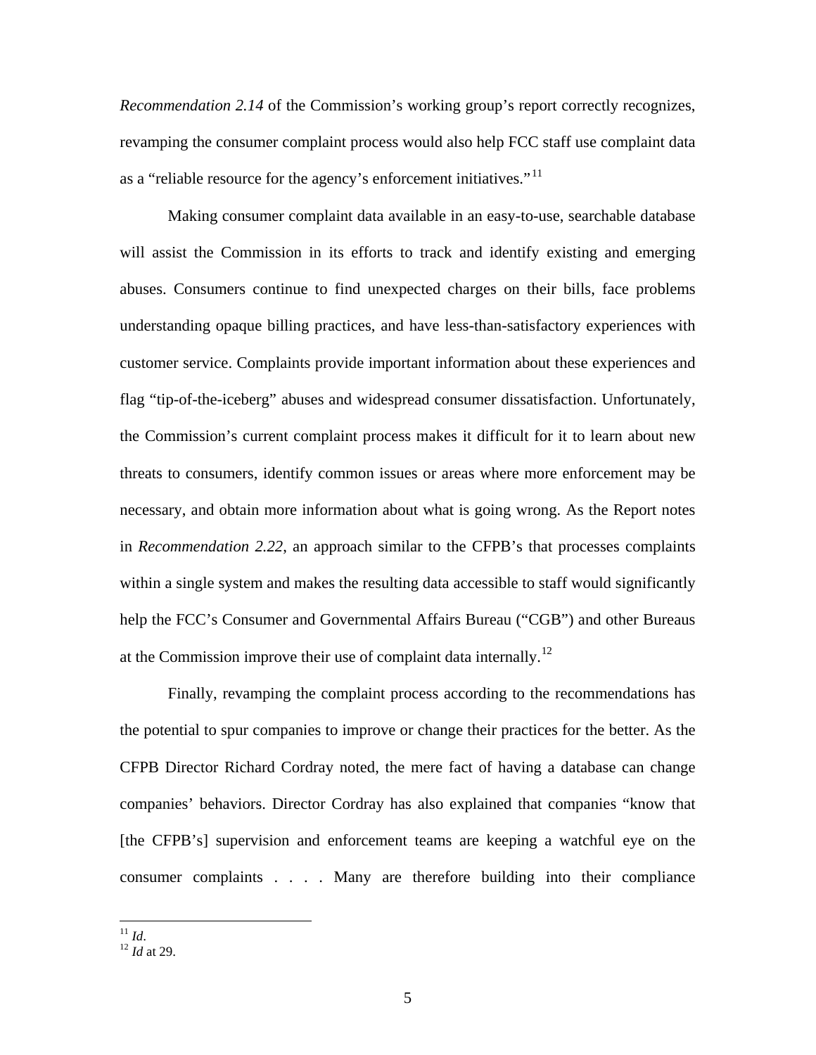*Recommendation 2.14* of the Commission's working group's report correctly recognizes, revamping the consumer complaint process would also help FCC staff use complaint data as a "reliable resource for the agency's enforcement initiatives."[11]

Making consumer complaint data available in an easy-to-use, searchable database will assist the Commission in its efforts to track and identify existing and emerging abuses. Consumers continue to find unexpected charges on their bills, face problems understanding opaque billing practices, and have less-than-satisfactory experiences with customer service. Complaints provide important information about these experiences and flag "tip-of-the-iceberg" abuses and widespread consumer dissatisfaction. Unfortunately, the Commission's current complaint process makes it difficult for it to learn about new threats to consumers, identify common issues or areas where more enforcement may be necessary, and obtain more information about what is going wrong. As the Report notes in *Recommendation 2.22,* an approach similar to the CFPB's that processes complaints within a single system and makes the resulting data accessible to staff would significantly help the FCC's Consumer and Governmental Affairs Bureau ("CGB") and other Bureaus at the Commission improve their use of complaint data internally.[12]

Finally, revamping the complaint process according to the recommendations has the potential to spur companies to improve or change their practices for the better. As the CFPB Director Richard Cordray noted, the mere fact of having a database can change companies' behaviors. Director Cordray has also explained that companies "know that [the CFPB's] supervision and enforcement teams are keeping a watchful eye on the consumer complaints . . . . Many are therefore building into their compliance

---

[11] *Id*.

[12] *Id* at 29.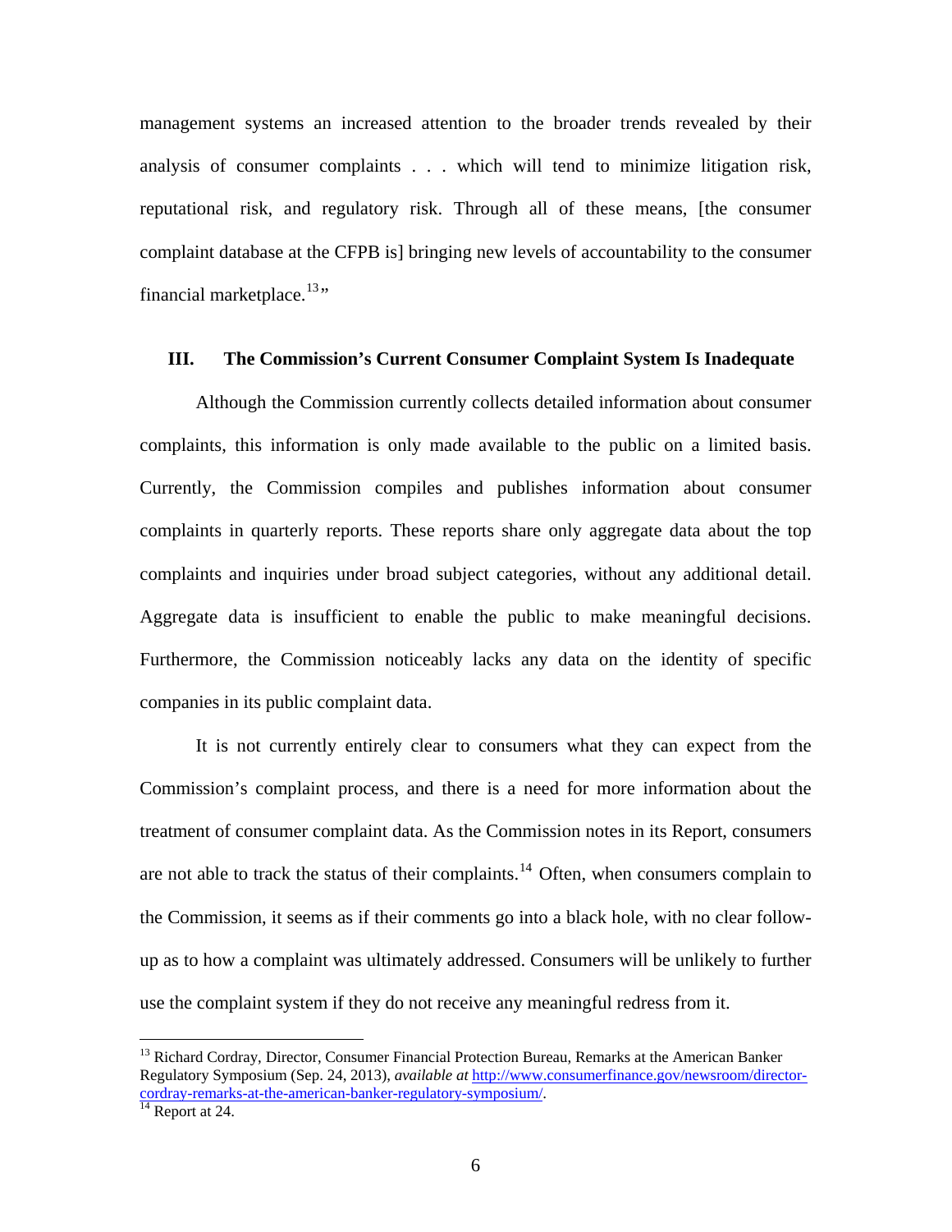management systems an increased attention to the broader trends revealed by their analysis of consumer complaints . . . which will tend to minimize litigation risk, reputational risk, and regulatory risk. Through all of these means, [the consumer complaint database at the CFPB is] bringing new levels of accountability to the consumer financial marketplace.[13]"

## III. The Commission's Current Consumer Complaint System Is Inadequate

Although the Commission currently collects detailed information about consumer complaints, this information is only made available to the public on a limited basis. Currently, the Commission compiles and publishes information about consumer complaints in quarterly reports. These reports share only aggregate data about the top complaints and inquiries under broad subject categories, without any additional detail. Aggregate data is insufficient to enable the public to make meaningful decisions. Furthermore, the Commission noticeably lacks any data on the identity of specific companies in its public complaint data.

It is not currently entirely clear to consumers what they can expect from the Commission's complaint process, and there is a need for more information about the treatment of consumer complaint data. As the Commission notes in its Report, consumers are not able to track the status of their complaints.[14] Often, when consumers complain to the Commission, it seems as if their comments go into a black hole, with no clear follow-up as to how a complaint was ultimately addressed. Consumers will be unlikely to further use the complaint system if they do not receive any meaningful redress from it.

---

[13] Richard Cordray, Director, Consumer Financial Protection Bureau, Remarks at the American Banker Regulatory Symposium (Sep. 24, 2013), *available at* http://www.consumerfinance.gov/newsroom/director-cordray-remarks-at-the-american-banker-regulatory-symposium/.

[14] Report at 24.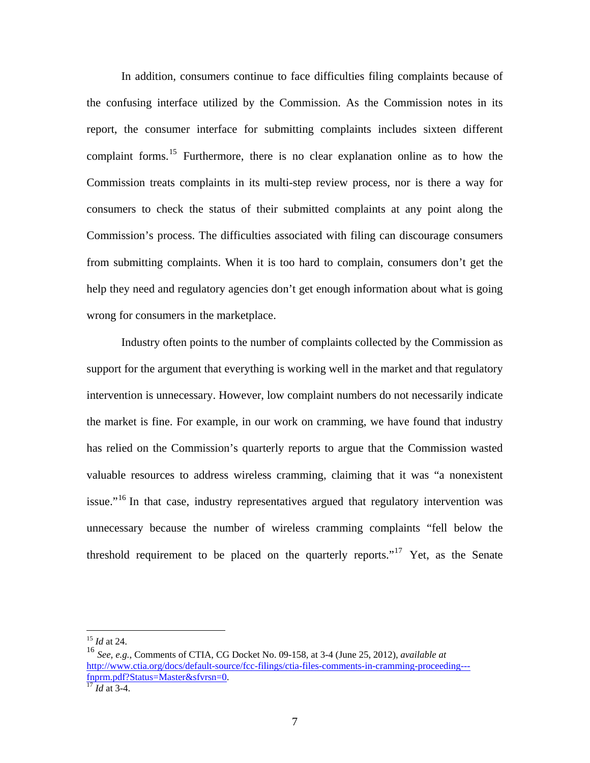In addition, consumers continue to face difficulties filing complaints because of the confusing interface utilized by the Commission. As the Commission notes in its report, the consumer interface for submitting complaints includes sixteen different complaint forms.[15] Furthermore, there is no clear explanation online as to how the Commission treats complaints in its multi-step review process, nor is there a way for consumers to check the status of their submitted complaints at any point along the Commission's process. The difficulties associated with filing can discourage consumers from submitting complaints. When it is too hard to complain, consumers don't get the help they need and regulatory agencies don't get enough information about what is going wrong for consumers in the marketplace.

Industry often points to the number of complaints collected by the Commission as support for the argument that everything is working well in the market and that regulatory intervention is unnecessary. However, low complaint numbers do not necessarily indicate the market is fine. For example, in our work on cramming, we have found that industry has relied on the Commission's quarterly reports to argue that the Commission wasted valuable resources to address wireless cramming, claiming that it was "a nonexistent issue."[16] In that case, industry representatives argued that regulatory intervention was unnecessary because the number of wireless cramming complaints "fell below the threshold requirement to be placed on the quarterly reports."[17] Yet, as the Senate

---

[15] *Id* at 24.

[16] *See, e.g.,* Comments of CTIA, CG Docket No. 09-158, at 3-4 (June 25, 2012), *available at* http://www.ctia.org/docs/default-source/fcc-filings/ctia-files-comments-in-cramming-proceeding---fnprm.pdf?Status=Master&sfvrsn=0.

[17] *Id* at 3-4.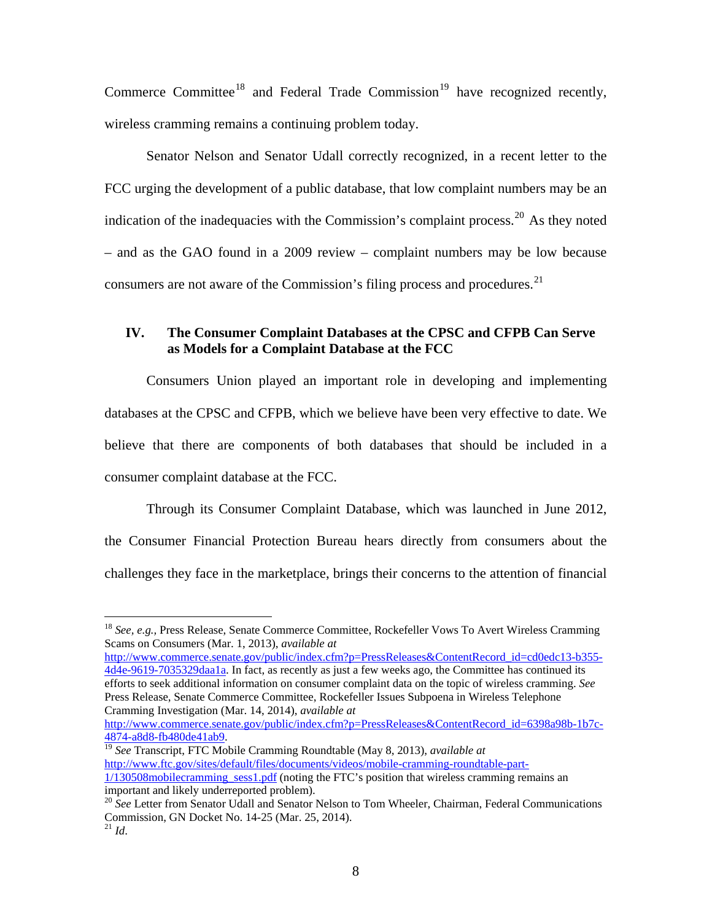Commerce Committee[18] and Federal Trade Commission[19] have recognized recently, wireless cramming remains a continuing problem today.

Senator Nelson and Senator Udall correctly recognized, in a recent letter to the FCC urging the development of a public database, that low complaint numbers may be an indication of the inadequacies with the Commission's complaint process.[20] As they noted – and as the GAO found in a 2009 review – complaint numbers may be low because consumers are not aware of the Commission's filing process and procedures.[21]

## IV. The Consumer Complaint Databases at the CPSC and CFPB Can Serve as Models for a Complaint Database at the FCC

Consumers Union played an important role in developing and implementing databases at the CPSC and CFPB, which we believe have been very effective to date. We believe that there are components of both databases that should be included in a consumer complaint database at the FCC.

Through its Consumer Complaint Database, which was launched in June 2012, the Consumer Financial Protection Bureau hears directly from consumers about the challenges they face in the marketplace, brings their concerns to the attention of financial

---

[18] *See, e.g.*, Press Release, Senate Commerce Committee, Rockefeller Vows To Avert Wireless Cramming Scams on Consumers (Mar. 1, 2013), *available at* http://www.commerce.senate.gov/public/index.cfm?p=PressReleases&ContentRecord_id=cd0edc13-b355-4d4e-9619-7035329daa1a. In fact, as recently as just a few weeks ago, the Committee has continued its efforts to seek additional information on consumer complaint data on the topic of wireless cramming. *See* Press Release, Senate Commerce Committee, Rockefeller Issues Subpoena in Wireless Telephone Cramming Investigation (Mar. 14, 2014), *available at* http://www.commerce.senate.gov/public/index.cfm?p=PressReleases&ContentRecord_id=6398a98b-1b7c-4874-a8d8-fb480de41ab9.

[19] *See* Transcript, FTC Mobile Cramming Roundtable (May 8, 2013), *available at* http://www.ftc.gov/sites/default/files/documents/videos/mobile-cramming-roundtable-part-1/130508mobilecramming_sess1.pdf (noting the FTC's position that wireless cramming remains an important and likely underreported problem).

[20] *See* Letter from Senator Udall and Senator Nelson to Tom Wheeler, Chairman, Federal Communications Commission, GN Docket No. 14-25 (Mar. 25, 2014).

[21] *Id*.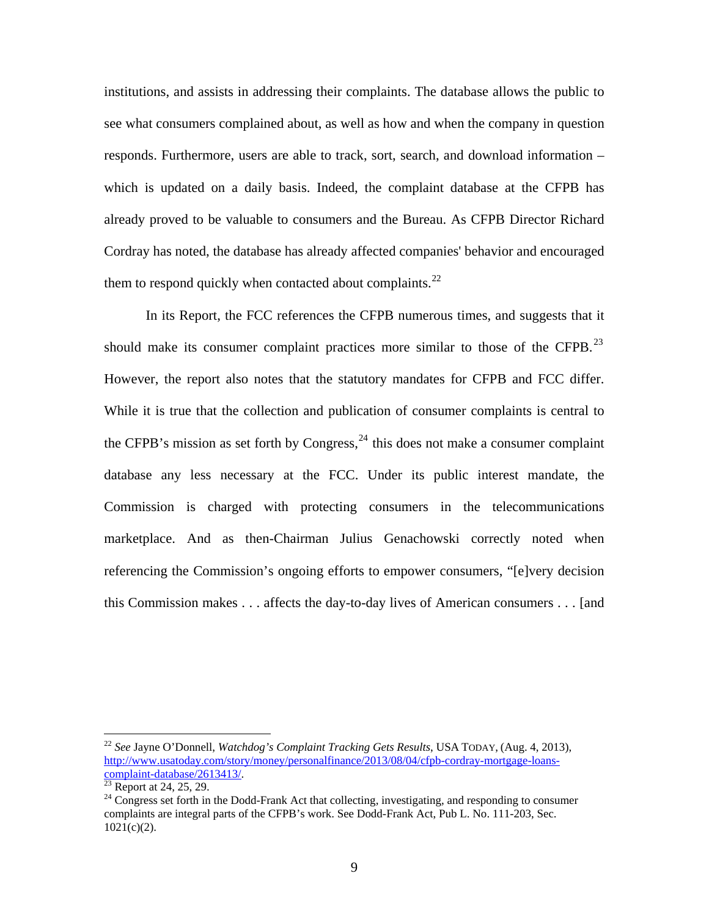institutions, and assists in addressing their complaints. The database allows the public to see what consumers complained about, as well as how and when the company in question responds. Furthermore, users are able to track, sort, search, and download information – which is updated on a daily basis. Indeed, the complaint database at the CFPB has already proved to be valuable to consumers and the Bureau. As CFPB Director Richard Cordray has noted, the database has already affected companies' behavior and encouraged them to respond quickly when contacted about complaints.[22]

In its Report, the FCC references the CFPB numerous times, and suggests that it should make its consumer complaint practices more similar to those of the CFPB.[23] However, the report also notes that the statutory mandates for CFPB and FCC differ. While it is true that the collection and publication of consumer complaints is central to the CFPB's mission as set forth by Congress,[24] this does not make a consumer complaint database any less necessary at the FCC. Under its public interest mandate, the Commission is charged with protecting consumers in the telecommunications marketplace. And as then-Chairman Julius Genachowski correctly noted when referencing the Commission's ongoing efforts to empower consumers, "[e]very decision this Commission makes . . . affects the day-to-day lives of American consumers . . . [and

---

[22] *See* Jayne O'Donnell, *Watchdog's Complaint Tracking Gets Results*, USA TODAY, (Aug. 4, 2013), http://www.usatoday.com/story/money/personalfinance/2013/08/04/cfpb-cordray-mortgage-loans-complaint-database/2613413/.

[23] Report at 24, 25, 29.

[24] Congress set forth in the Dodd-Frank Act that collecting, investigating, and responding to consumer complaints are integral parts of the CFPB's work. See Dodd-Frank Act, Pub L. No. 111-203, Sec. 1021(c)(2).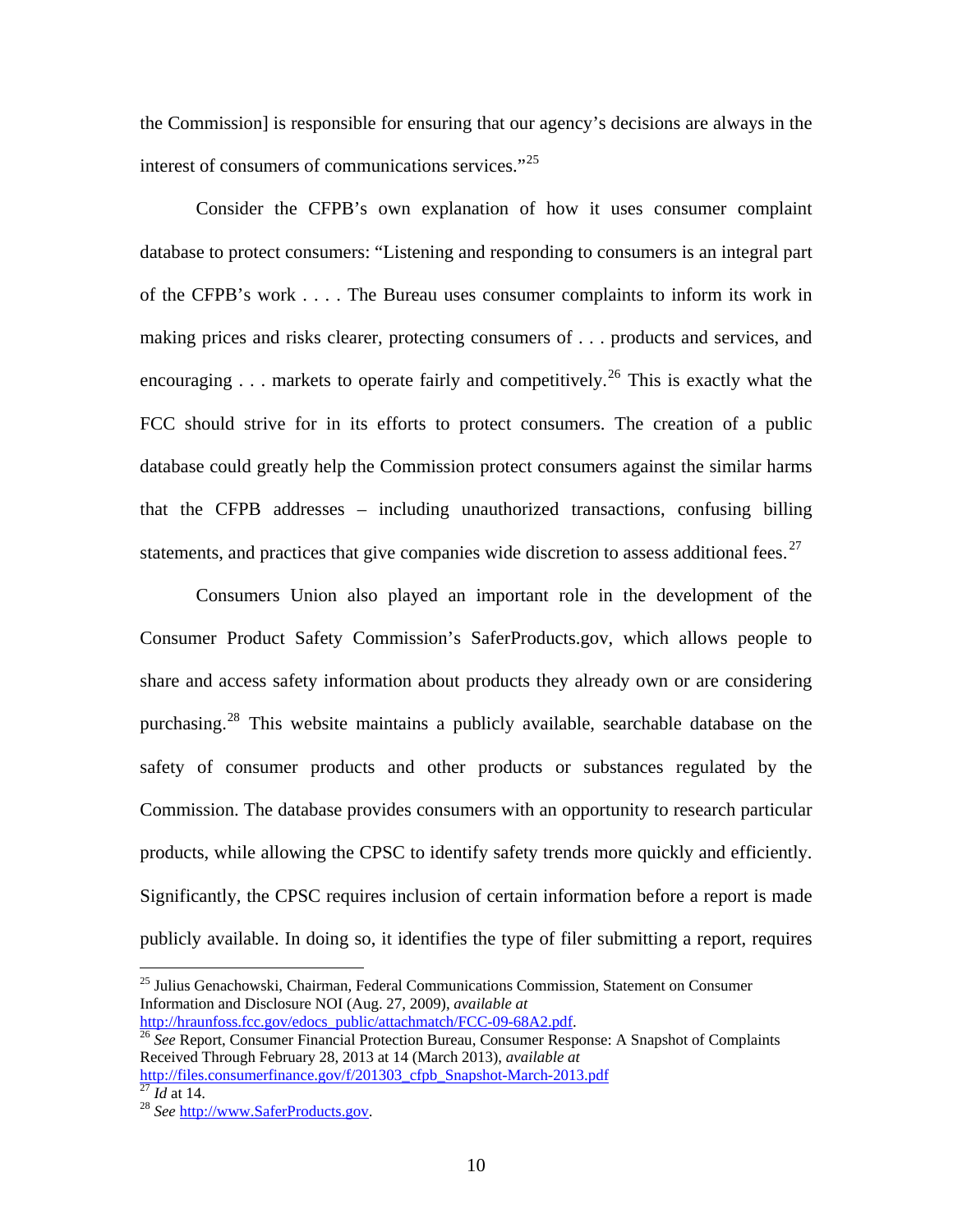the Commission] is responsible for ensuring that our agency's decisions are always in the interest of consumers of communications services."[25]

Consider the CFPB's own explanation of how it uses consumer complaint database to protect consumers: "Listening and responding to consumers is an integral part of the CFPB's work . . . . The Bureau uses consumer complaints to inform its work in making prices and risks clearer, protecting consumers of . . . products and services, and encouraging . . . markets to operate fairly and competitively.[26] This is exactly what the FCC should strive for in its efforts to protect consumers. The creation of a public database could greatly help the Commission protect consumers against the similar harms that the CFPB addresses – including unauthorized transactions, confusing billing statements, and practices that give companies wide discretion to assess additional fees.[27]

Consumers Union also played an important role in the development of the Consumer Product Safety Commission's SaferProducts.gov, which allows people to share and access safety information about products they already own or are considering purchasing.[28] This website maintains a publicly available, searchable database on the safety of consumer products and other products or substances regulated by the Commission. The database provides consumers with an opportunity to research particular products, while allowing the CPSC to identify safety trends more quickly and efficiently. Significantly, the CPSC requires inclusion of certain information before a report is made publicly available. In doing so, it identifies the type of filer submitting a report, requires

---

[25] Julius Genachowski, Chairman, Federal Communications Commission, Statement on Consumer Information and Disclosure NOI (Aug. 27, 2009), *available at* http://hraunfoss.fcc.gov/edocs_public/attachmatch/FCC-09-68A2.pdf.

[26] *See* Report, Consumer Financial Protection Bureau, Consumer Response: A Snapshot of Complaints Received Through February 28, 2013 at 14 (March 2013), *available at* http://files.consumerfinance.gov/f/201303_cfpb_Snapshot-March-2013.pdf

[27] *Id* at 14.

[28] *See* http://www.SaferProducts.gov.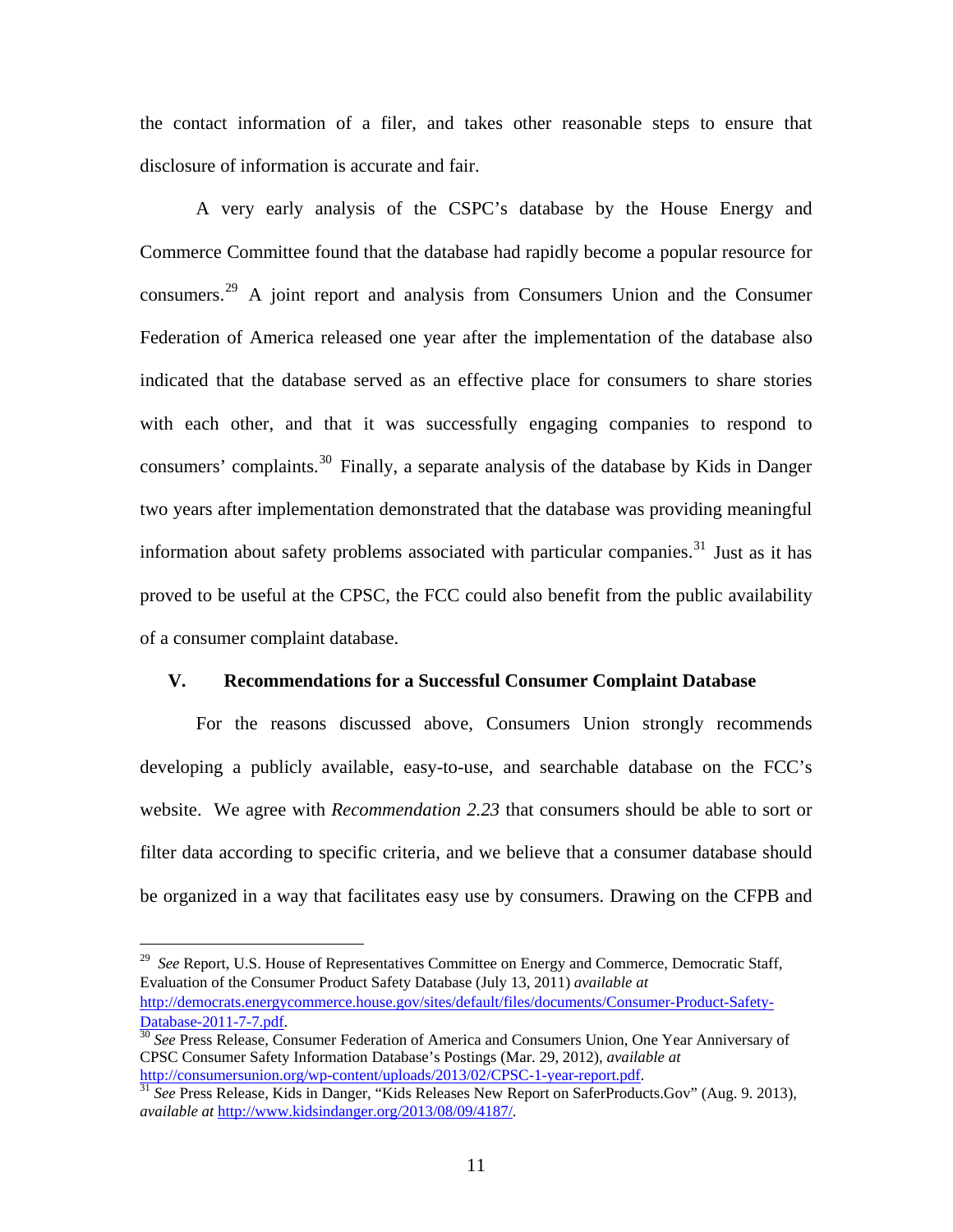the contact information of a filer, and takes other reasonable steps to ensure that disclosure of information is accurate and fair.

A very early analysis of the CSPC's database by the House Energy and Commerce Committee found that the database had rapidly become a popular resource for consumers.[29] A joint report and analysis from Consumers Union and the Consumer Federation of America released one year after the implementation of the database also indicated that the database served as an effective place for consumers to share stories with each other, and that it was successfully engaging companies to respond to consumers' complaints.[30] Finally, a separate analysis of the database by Kids in Danger two years after implementation demonstrated that the database was providing meaningful information about safety problems associated with particular companies.[31] Just as it has proved to be useful at the CPSC, the FCC could also benefit from the public availability of a consumer complaint database.

## V. Recommendations for a Successful Consumer Complaint Database

For the reasons discussed above, Consumers Union strongly recommends developing a publicly available, easy-to-use, and searchable database on the FCC's website. We agree with *Recommendation 2.23* that consumers should be able to sort or filter data according to specific criteria, and we believe that a consumer database should be organized in a way that facilitates easy use by consumers. Drawing on the CFPB and

---

[29] *See* Report, U.S. House of Representatives Committee on Energy and Commerce, Democratic Staff, Evaluation of the Consumer Product Safety Database (July 13, 2011) *available at* http://democrats.energycommerce.house.gov/sites/default/files/documents/Consumer-Product-Safety-Database-2011-7-7.pdf.

[30] *See* Press Release, Consumer Federation of America and Consumers Union, One Year Anniversary of CPSC Consumer Safety Information Database's Postings (Mar. 29, 2012), *available at* http://consumersunion.org/wp-content/uploads/2013/02/CPSC-1-year-report.pdf.

[31] *See* Press Release, Kids in Danger, "Kids Releases New Report on SaferProducts.Gov" (Aug. 9. 2013), *available at* http://www.kidsindanger.org/2013/08/09/4187/.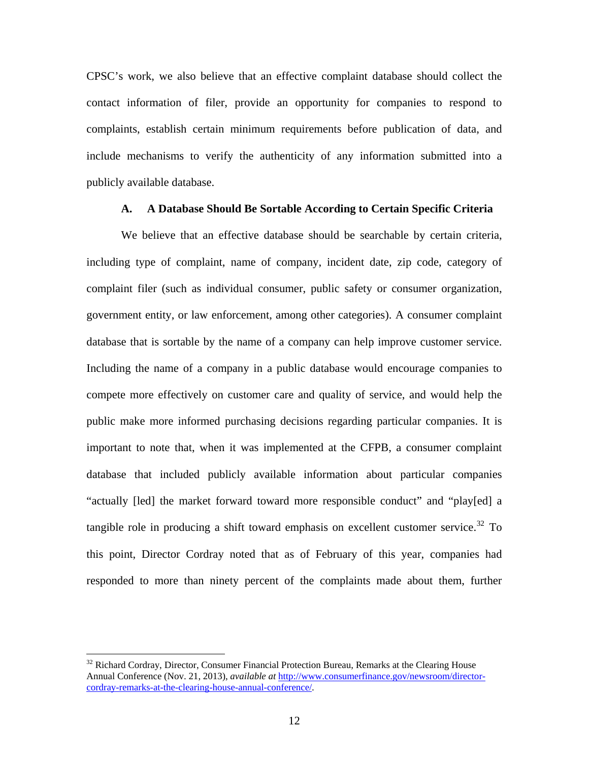CPSC's work, we also believe that an effective complaint database should collect the contact information of filer, provide an opportunity for companies to respond to complaints, establish certain minimum requirements before publication of data, and include mechanisms to verify the authenticity of any information submitted into a publicly available database.

### A. A Database Should Be Sortable According to Certain Specific Criteria

We believe that an effective database should be searchable by certain criteria, including type of complaint, name of company, incident date, zip code, category of complaint filer (such as individual consumer, public safety or consumer organization, government entity, or law enforcement, among other categories). A consumer complaint database that is sortable by the name of a company can help improve customer service. Including the name of a company in a public database would encourage companies to compete more effectively on customer care and quality of service, and would help the public make more informed purchasing decisions regarding particular companies. It is important to note that, when it was implemented at the CFPB, a consumer complaint database that included publicly available information about particular companies "actually [led] the market forward toward more responsible conduct" and "play[ed] a tangible role in producing a shift toward emphasis on excellent customer service.[32] To this point, Director Cordray noted that as of February of this year, companies had responded to more than ninety percent of the complaints made about them, further

---

[32] Richard Cordray, Director, Consumer Financial Protection Bureau, Remarks at the Clearing House Annual Conference (Nov. 21, 2013), *available at* http://www.consumerfinance.gov/newsroom/director-cordray-remarks-at-the-clearing-house-annual-conference/.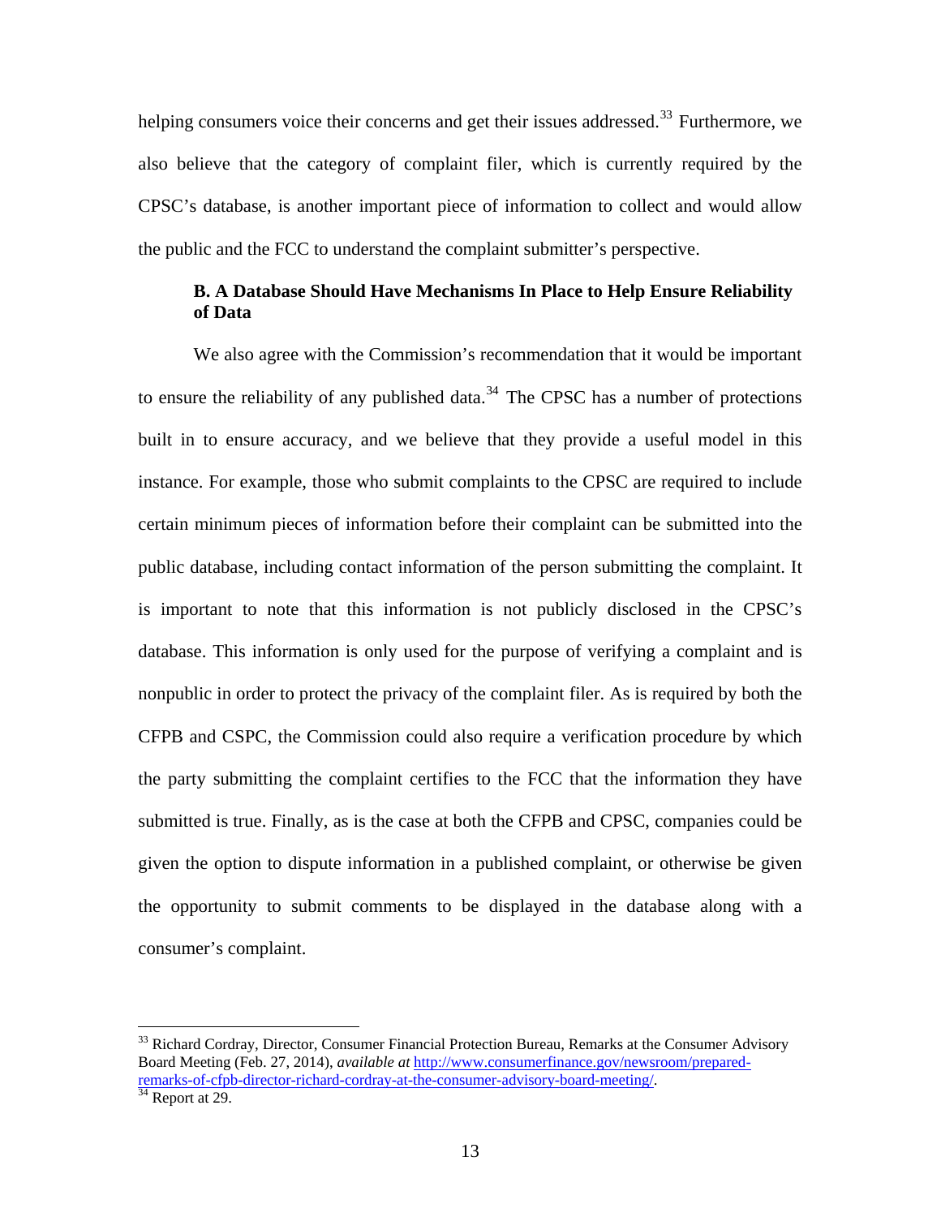helping consumers voice their concerns and get their issues addressed.[33] Furthermore, we also believe that the category of complaint filer, which is currently required by the CPSC's database, is another important piece of information to collect and would allow the public and the FCC to understand the complaint submitter's perspective.

### B. A Database Should Have Mechanisms In Place to Help Ensure Reliability of Data

We also agree with the Commission's recommendation that it would be important to ensure the reliability of any published data.[34] The CPSC has a number of protections built in to ensure accuracy, and we believe that they provide a useful model in this instance. For example, those who submit complaints to the CPSC are required to include certain minimum pieces of information before their complaint can be submitted into the public database, including contact information of the person submitting the complaint. It is important to note that this information is not publicly disclosed in the CPSC's database. This information is only used for the purpose of verifying a complaint and is nonpublic in order to protect the privacy of the complaint filer. As is required by both the CFPB and CSPC, the Commission could also require a verification procedure by which the party submitting the complaint certifies to the FCC that the information they have submitted is true. Finally, as is the case at both the CFPB and CPSC, companies could be given the option to dispute information in a published complaint, or otherwise be given the opportunity to submit comments to be displayed in the database along with a consumer's complaint.

---

[33] Richard Cordray, Director, Consumer Financial Protection Bureau, Remarks at the Consumer Advisory Board Meeting (Feb. 27, 2014), *available at* http://www.consumerfinance.gov/newsroom/prepared-remarks-of-cfpb-director-richard-cordray-at-the-consumer-advisory-board-meeting/.

[34] Report at 29.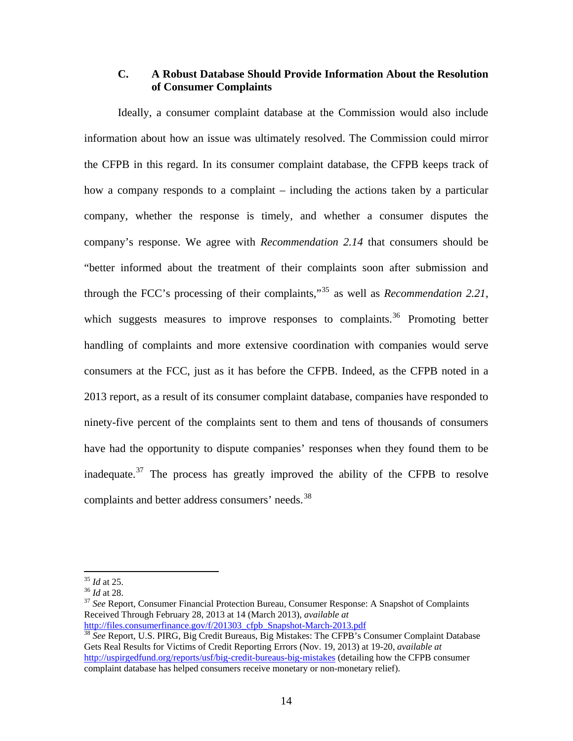### C. A Robust Database Should Provide Information About the Resolution of Consumer Complaints

Ideally, a consumer complaint database at the Commission would also include information about how an issue was ultimately resolved. The Commission could mirror the CFPB in this regard. In its consumer complaint database, the CFPB keeps track of how a company responds to a complaint – including the actions taken by a particular company, whether the response is timely, and whether a consumer disputes the company's response. We agree with *Recommendation 2.14* that consumers should be "better informed about the treatment of their complaints soon after submission and through the FCC's processing of their complaints,"[35] as well as *Recommendation 2.21*, which suggests measures to improve responses to complaints.[36] Promoting better handling of complaints and more extensive coordination with companies would serve consumers at the FCC, just as it has before the CFPB. Indeed, as the CFPB noted in a 2013 report, as a result of its consumer complaint database, companies have responded to ninety-five percent of the complaints sent to them and tens of thousands of consumers have had the opportunity to dispute companies' responses when they found them to be inadequate.[37] The process has greatly improved the ability of the CFPB to resolve complaints and better address consumers' needs.[38]

---

[35] *Id* at 25.

[36] *Id* at 28.

[37] *See* Report, Consumer Financial Protection Bureau, Consumer Response: A Snapshot of Complaints Received Through February 28, 2013 at 14 (March 2013), *available at* http://files.consumerfinance.gov/f/201303_cfpb_Snapshot-March-2013.pdf

[38] *See* Report, U.S. PIRG, Big Credit Bureaus, Big Mistakes: The CFPB's Consumer Complaint Database Gets Real Results for Victims of Credit Reporting Errors (Nov. 19, 2013) at 19-20, *available at* http://uspirgedfund.org/reports/usf/big-credit-bureaus-big-mistakes (detailing how the CFPB consumer complaint database has helped consumers receive monetary or non-monetary relief).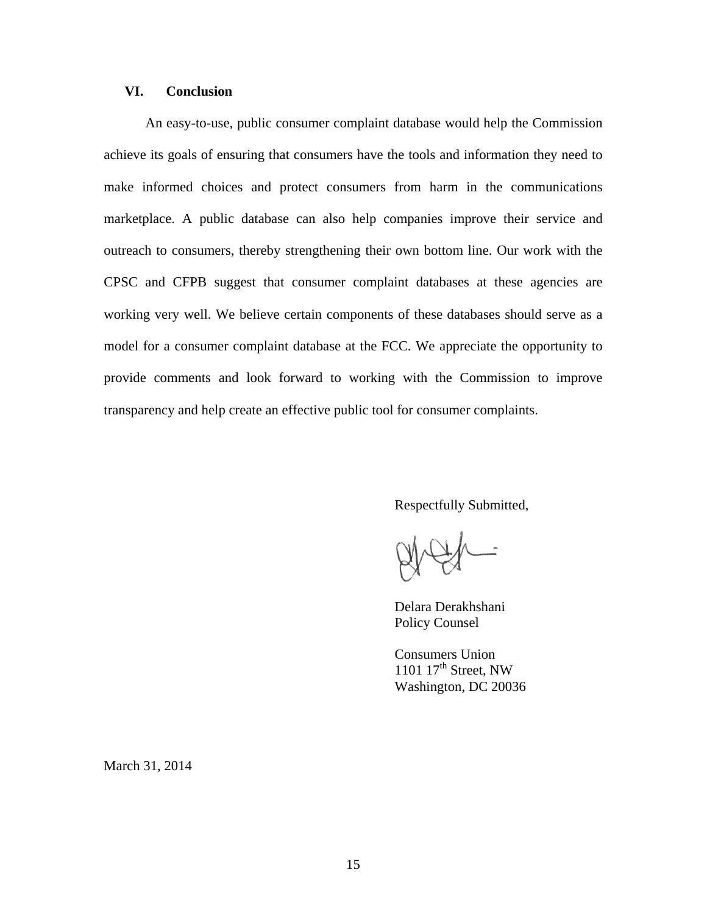## VI. Conclusion

An easy-to-use, public consumer complaint database would help the Commission achieve its goals of ensuring that consumers have the tools and information they need to make informed choices and protect consumers from harm in the communications marketplace. A public database can also help companies improve their service and outreach to consumers, thereby strengthening their own bottom line. Our work with the CPSC and CFPB suggest that consumer complaint databases at these agencies are working very well. We believe certain components of these databases should serve as a model for a consumer complaint database at the FCC. We appreciate the opportunity to provide comments and look forward to working with the Commission to improve transparency and help create an effective public tool for consumer complaints.

Respectfully Submitted,

Delara Derakhshani
Policy Counsel

Consumers Union
1101 17th Street, NW
Washington, DC 20036

March 31, 2014